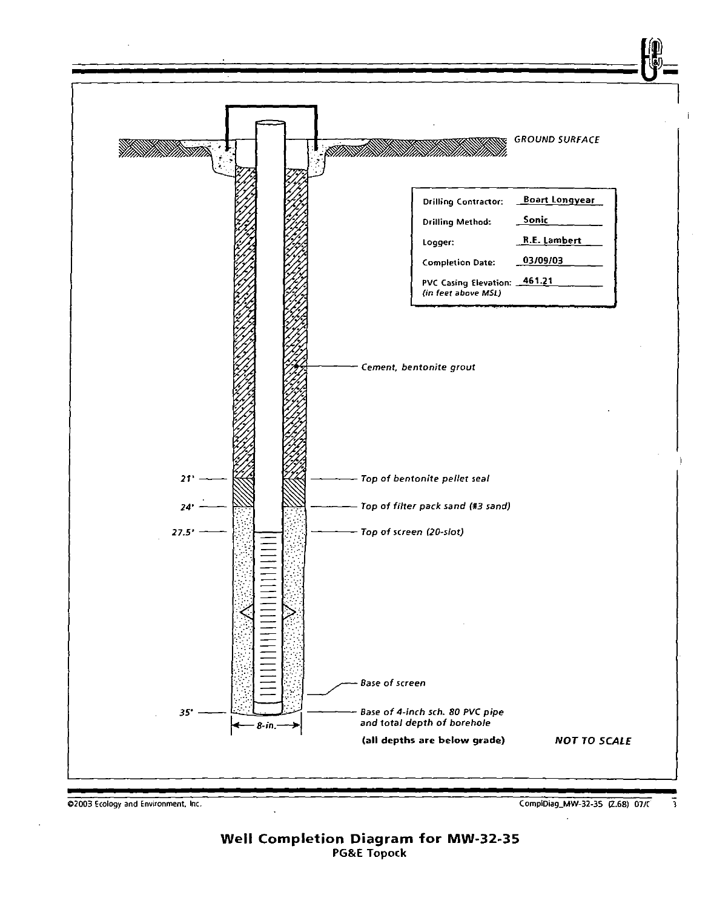GROUND SURFACE

| | |
|---|---|
| Drilling Contractor: | Boart Longyear |
| Drilling Method: | Sonic |
| Logger: | R.E. Lambert |
| Completion Date: | 03/09/03 |
| PVC Casing Elevation: (in feet above MSL) | 461.21 |

Cement, bentonite grout

21' — Top of bentonite pellet seal

24' — Top of filter pack sand (#3 sand)

27.5' — Top of screen (20-slot)

Base of screen

35' — Base of 4-inch sch. 80 PVC pipe and total depth of borehole

8-in.

**(all depths are below grade)**

*NOT TO SCALE*

©2003 Ecology and Environment, Inc.

CompiDiag_MW-32-35 (Z.68) 07/C

**Well Completion Diagram for MW-32-35**

**PG&E Topock**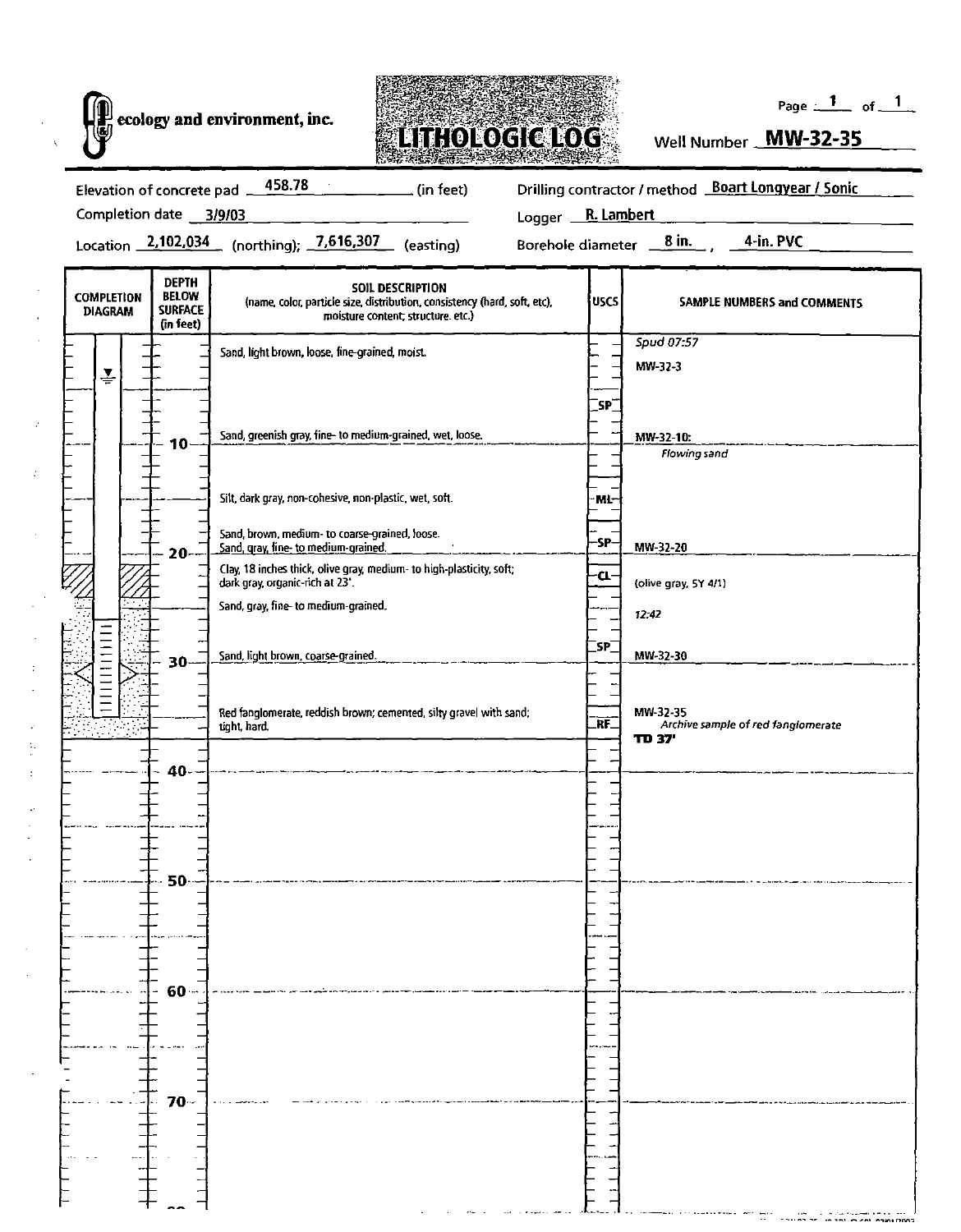ecology and environment, inc.

# LITHOLOGIC LOG

Page 1 of 1

Well Number **MW-32-35**

Elevation of concrete pad 458.78 (in feet)

Drilling contractor / method Boart Longyear / Sonic

Completion date 3/9/03

Logger R. Lambert

Location 2,102,034 (northing); 7,616,307 (easting)

Borehole diameter 8 in., 4-in. PVC

| COMPLETION DIAGRAM | DEPTH BELOW SURFACE (in feet) | SOIL DESCRIPTION (name, color, particle size, distribution, consistency (hard, soft, etc), moisture content; structure. etc.) | USCS | SAMPLE NUMBERS and COMMENTS |
|---|---|---|---|---|
| | | Sand, light brown, loose, fine-grained, moist. | SP | *Spud 07:57*<br>MW-32-3 |
| | 10 | Sand, greenish gray, fine- to medium-grained, wet, loose. | | MW-32-10:<br>*Flowing sand* |
| | | Silt, dark gray, non-cohesive, non-plastic, wet, soft. | ML | |
| | | Sand, brown, medium- to coarse-grained, loose. | SP | |
| | 20 | Sand, gray, fine- to medium-grained. | | MW-32-20 |
| | | Clay, 18 inches thick, olive gray, medium- to high-plasticity, soft; dark gray, organic-rich at 23'. | CL | (olive gray, 5Y 4/1) |
| | | Sand, gray, fine- to medium-grained. | SP | *12:42* |
| | 30 | Sand, light brown, coarse-grained. | | MW-32-30 |
| | | Red fanglomerate, reddish brown; cemented, silty gravel with sand; tight, hard. | RF | MW-32-35<br>*Archive sample of red fanglomerate*<br>**TD 37'** |
| | 40 | | | |
| | 50 | | | |
| | 60 | | | |
| | 70 | | | |